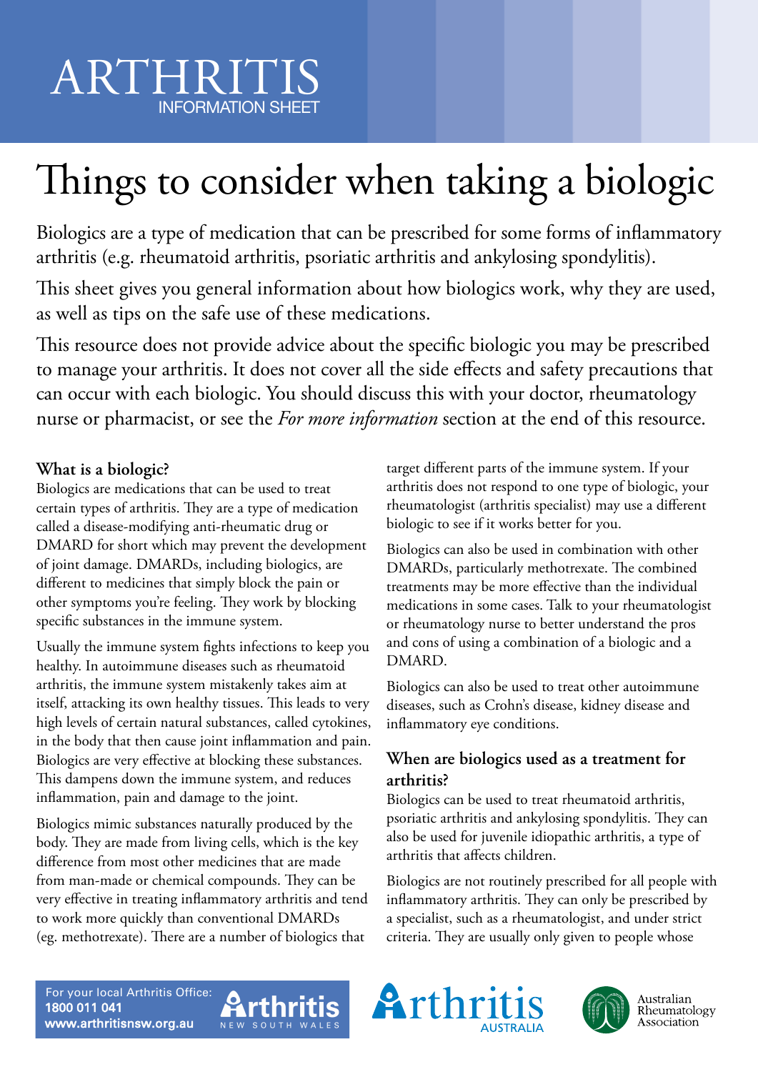# ARTHRITIS
INFORMATION SHEET

# Things to consider when taking a biologic

Biologics are a type of medication that can be prescribed for some forms of inflammatory arthritis (e.g. rheumatoid arthritis, psoriatic arthritis and ankylosing spondylitis).

This sheet gives you general information about how biologics work, why they are used, as well as tips on the safe use of these medications.

This resource does not provide advice about the specific biologic you may be prescribed to manage your arthritis. It does not cover all the side effects and safety precautions that can occur with each biologic. You should discuss this with your doctor, rheumatology nurse or pharmacist, or see the *For more information* section at the end of this resource.

## What is a biologic?

Biologics are medications that can be used to treat certain types of arthritis. They are a type of medication called a disease-modifying anti-rheumatic drug or DMARD for short which may prevent the development of joint damage. DMARDs, including biologics, are different to medicines that simply block the pain or other symptoms you're feeling. They work by blocking specific substances in the immune system.

Usually the immune system fights infections to keep you healthy. In autoimmune diseases such as rheumatoid arthritis, the immune system mistakenly takes aim at itself, attacking its own healthy tissues. This leads to very high levels of certain natural substances, called cytokines, in the body that then cause joint inflammation and pain. Biologics are very effective at blocking these substances. This dampens down the immune system, and reduces inflammation, pain and damage to the joint.

Biologics mimic substances naturally produced by the body. They are made from living cells, which is the key difference from most other medicines that are made from man-made or chemical compounds. They can be very effective in treating inflammatory arthritis and tend to work more quickly than conventional DMARDs (eg. methotrexate). There are a number of biologics that target different parts of the immune system. If your arthritis does not respond to one type of biologic, your rheumatologist (arthritis specialist) may use a different biologic to see if it works better for you.

Biologics can also be used in combination with other DMARDs, particularly methotrexate. The combined treatments may be more effective than the individual medications in some cases. Talk to your rheumatologist or rheumatology nurse to better understand the pros and cons of using a combination of a biologic and a DMARD.

Biologics can also be used to treat other autoimmune diseases, such as Crohn's disease, kidney disease and inflammatory eye conditions.

## When are biologics used as a treatment for arthritis?

Biologics can be used to treat rheumatoid arthritis, psoriatic arthritis and ankylosing spondylitis. They can also be used for juvenile idiopathic arthritis, a type of arthritis that affects children.

Biologics are not routinely prescribed for all people with inflammatory arthritis. They can only be prescribed by a specialist, such as a rheumatologist, and under strict criteria. They are usually only given to people whose

For your local Arthritis Office:
**1800 011 041**
**www.arthritisnsw.org.au**

Arthritis NEW SOUTH WALES | Arthritis AUSTRALIA | Australian Rheumatology Association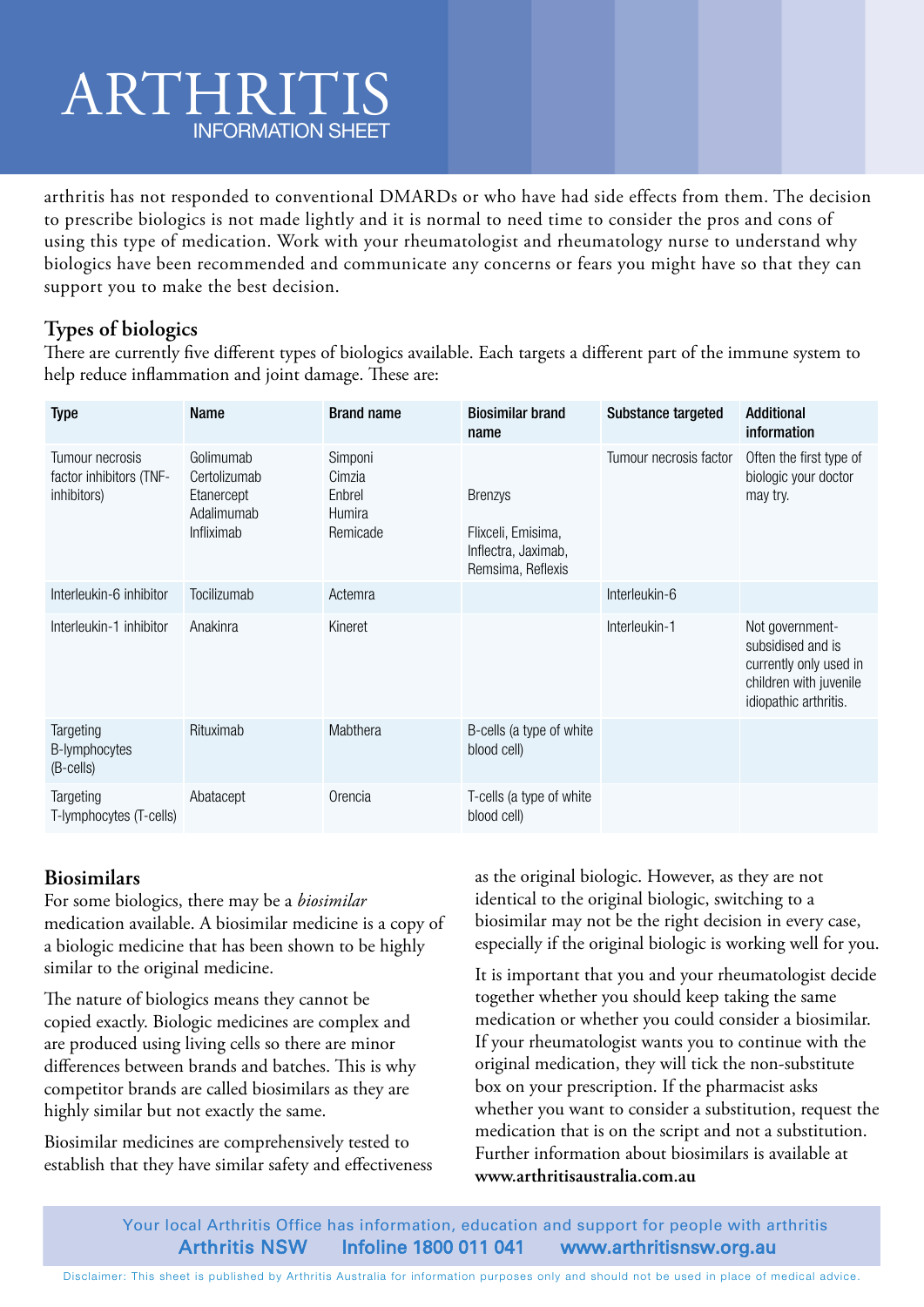arthritis has not responded to conventional DMARDs or who have had side effects from them. The decision to prescribe biologics is not made lightly and it is normal to need time to consider the pros and cons of using this type of medication. Work with your rheumatologist and rheumatology nurse to understand why biologics have been recommended and communicate any concerns or fears you might have so that they can support you to make the best decision.

## Types of biologics

There are currently five different types of biologics available. Each targets a different part of the immune system to help reduce inflammation and joint damage. These are:

| Type | Name | Brand name | Biosimilar brand name | Substance targeted | Additional information |
|---|---|---|---|---|---|
| Tumour necrosis factor inhibitors (TNF-inhibitors) | Golimumab<br>Certolizumab<br>Etanercept<br>Adalimumab<br>Infliximab | Simponi<br>Cimzia<br>Enbrel<br>Humira<br>Remicade | Brenzys<br>Flixceli, Emisima, Inflectra, Jaximab, Remsima, Reflexis | Tumour necrosis factor | Often the first type of biologic your doctor may try. |
| Interleukin-6 inhibitor | Tocilizumab | Actemra | | Interleukin-6 | |
| Interleukin-1 inhibitor | Anakinra | Kineret | | Interleukin-1 | Not government-subsidised and is currently only used in children with juvenile idiopathic arthritis. |
| Targeting B-lymphocytes (B-cells) | Rituximab | Mabthera | B-cells (a type of white blood cell) | | |
| Targeting T-lymphocytes (T-cells) | Abatacept | Orencia | T-cells (a type of white blood cell) | | |

## Biosimilars

For some biologics, there may be a *biosimilar* medication available. A biosimilar medicine is a copy of a biologic medicine that has been shown to be highly similar to the original medicine.

The nature of biologics means they cannot be copied exactly. Biologic medicines are complex and are produced using living cells so there are minor differences between brands and batches. This is why competitor brands are called biosimilars as they are highly similar but not exactly the same.

Biosimilar medicines are comprehensively tested to establish that they have similar safety and effectiveness as the original biologic. However, as they are not identical to the original biologic, switching to a biosimilar may not be the right decision in every case, especially if the original biologic is working well for you.

It is important that you and your rheumatologist decide together whether you should keep taking the same medication or whether you could consider a biosimilar. If your rheumatologist wants you to continue with the original medication, they will tick the non-substitute box on your prescription. If the pharmacist asks whether you want to consider a substitution, request the medication that is on the script and not a substitution. Further information about biosimilars is available at **www.arthritisaustralia.com.au**

Your local Arthritis Office has information, education and support for people with arthritis
**Arthritis NSW Infoline 1800 011 041 www.arthritisnsw.org.au**

Disclaimer: This sheet is published by Arthritis Australia for information purposes only and should not be used in place of medical advice.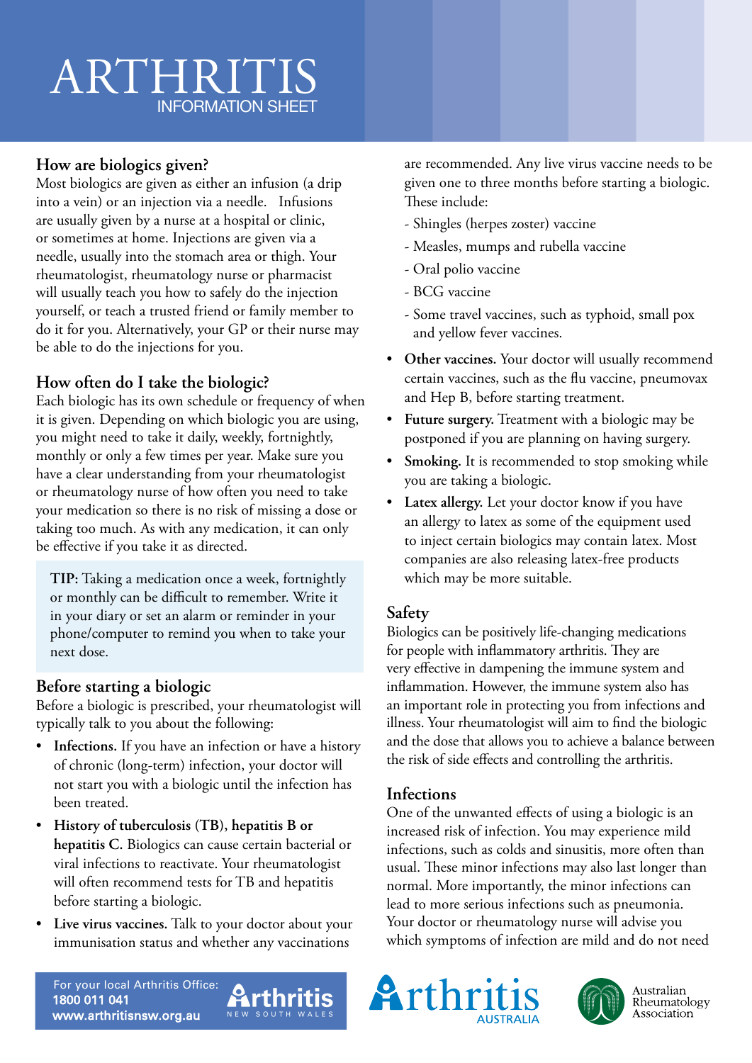## How are biologics given?

Most biologics are given as either an infusion (a drip into a vein) or an injection via a needle. Infusions are usually given by a nurse at a hospital or clinic, or sometimes at home. Injections are given via a needle, usually into the stomach area or thigh. Your rheumatologist, rheumatology nurse or pharmacist will usually teach you how to safely do the injection yourself, or teach a trusted friend or family member to do it for you. Alternatively, your GP or their nurse may be able to do the injections for you.

## How often do I take the biologic?

Each biologic has its own schedule or frequency of when it is given. Depending on which biologic you are using, you might need to take it daily, weekly, fortnightly, monthly or only a few times per year. Make sure you have a clear understanding from your rheumatologist or rheumatology nurse of how often you need to take your medication so there is no risk of missing a dose or taking too much. As with any medication, it can only be effective if you take it as directed.

> **TIP:** Taking a medication once a week, fortnightly or monthly can be difficult to remember. Write it in your diary or set an alarm or reminder in your phone/computer to remind you when to take your next dose.

## Before starting a biologic

Before a biologic is prescribed, your rheumatologist will typically talk to you about the following:

- **Infections.** If you have an infection or have a history of chronic (long-term) infection, your doctor will not start you with a biologic until the infection has been treated.
- **History of tuberculosis (TB), hepatitis B or hepatitis C.** Biologics can cause certain bacterial or viral infections to reactivate. Your rheumatologist will often recommend tests for TB and hepatitis before starting a biologic.
- **Live virus vaccines.** Talk to your doctor about your immunisation status and whether any vaccinations are recommended. Any live virus vaccine needs to be given one to three months before starting a biologic. These include:
  - Shingles (herpes zoster) vaccine
  - Measles, mumps and rubella vaccine
  - Oral polio vaccine
  - BCG vaccine
  - Some travel vaccines, such as typhoid, small pox and yellow fever vaccines.
- **Other vaccines.** Your doctor will usually recommend certain vaccines, such as the flu vaccine, pneumovax and Hep B, before starting treatment.
- **Future surgery.** Treatment with a biologic may be postponed if you are planning on having surgery.
- **Smoking.** It is recommended to stop smoking while you are taking a biologic.
- **Latex allergy.** Let your doctor know if you have an allergy to latex as some of the equipment used to inject certain biologics may contain latex. Most companies are also releasing latex-free products which may be more suitable.

## Safety

Biologics can be positively life-changing medications for people with inflammatory arthritis. They are very effective in dampening the immune system and inflammation. However, the immune system also has an important role in protecting you from infections and illness. Your rheumatologist will aim to find the biologic and the dose that allows you to achieve a balance between the risk of side effects and controlling the arthritis.

## Infections

One of the unwanted effects of using a biologic is an increased risk of infection. You may experience mild infections, such as colds and sinusitis, more often than usual. These minor infections may also last longer than normal. More importantly, the minor infections can lead to more serious infections such as pneumonia. Your doctor or rheumatology nurse will advise you which symptoms of infection are mild and do not need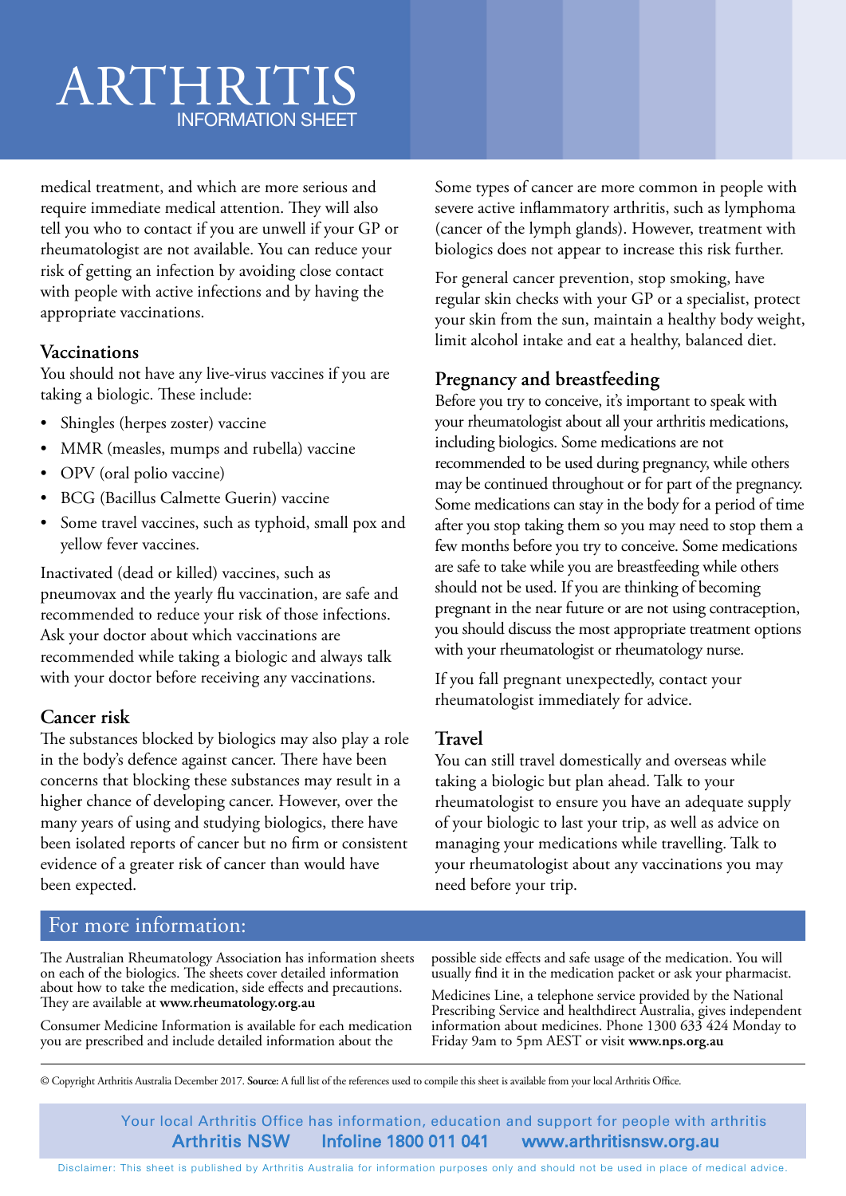medical treatment, and which are more serious and require immediate medical attention. They will also tell you who to contact if you are unwell if your GP or rheumatologist are not available. You can reduce your risk of getting an infection by avoiding close contact with people with active infections and by having the appropriate vaccinations.

### Vaccinations

You should not have any live-virus vaccines if you are taking a biologic. These include:

- Shingles (herpes zoster) vaccine
- MMR (measles, mumps and rubella) vaccine
- OPV (oral polio vaccine)
- BCG (Bacillus Calmette Guerin) vaccine
- Some travel vaccines, such as typhoid, small pox and yellow fever vaccines.

Inactivated (dead or killed) vaccines, such as pneumovax and the yearly flu vaccination, are safe and recommended to reduce your risk of those infections. Ask your doctor about which vaccinations are recommended while taking a biologic and always talk with your doctor before receiving any vaccinations.

### Cancer risk

The substances blocked by biologics may also play a role in the body's defence against cancer. There have been concerns that blocking these substances may result in a higher chance of developing cancer. However, over the many years of using and studying biologics, there have been isolated reports of cancer but no firm or consistent evidence of a greater risk of cancer than would have been expected.

Some types of cancer are more common in people with severe active inflammatory arthritis, such as lymphoma (cancer of the lymph glands). However, treatment with biologics does not appear to increase this risk further.

For general cancer prevention, stop smoking, have regular skin checks with your GP or a specialist, protect your skin from the sun, maintain a healthy body weight, limit alcohol intake and eat a healthy, balanced diet.

### Pregnancy and breastfeeding

Before you try to conceive, it's important to speak with your rheumatologist about all your arthritis medications, including biologics. Some medications are not recommended to be used during pregnancy, while others may be continued throughout or for part of the pregnancy. Some medications can stay in the body for a period of time after you stop taking them so you may need to stop them a few months before you try to conceive. Some medications are safe to take while you are breastfeeding while others should not be used. If you are thinking of becoming pregnant in the near future or are not using contraception, you should discuss the most appropriate treatment options with your rheumatologist or rheumatology nurse.

If you fall pregnant unexpectedly, contact your rheumatologist immediately for advice.

### Travel

You can still travel domestically and overseas while taking a biologic but plan ahead. Talk to your rheumatologist to ensure you have an adequate supply of your biologic to last your trip, as well as advice on managing your medications while travelling. Talk to your rheumatologist about any vaccinations you may need before your trip.

## For more information:

The Australian Rheumatology Association has information sheets on each of the biologics. The sheets cover detailed information about how to take the medication, side effects and precautions. They are available at **www.rheumatology.org.au**

Consumer Medicine Information is available for each medication you are prescribed and include detailed information about the possible side effects and safe usage of the medication. You will usually find it in the medication packet or ask your pharmacist.

Medicines Line, a telephone service provided by the National Prescribing Service and healthdirect Australia, gives independent information about medicines. Phone 1300 633 424 Monday to Friday 9am to 5pm AEST or visit **www.nps.org.au**

© Copyright Arthritis Australia December 2017. **Source:** A full list of the references used to compile this sheet is available from your local Arthritis Office.

Your local Arthritis Office has information, education and support for people with arthritis

**Arthritis NSW Infoline 1800 011 041 www.arthritisnsw.org.au**

Disclaimer: This sheet is published by Arthritis Australia for information purposes only and should not be used in place of medical advice.